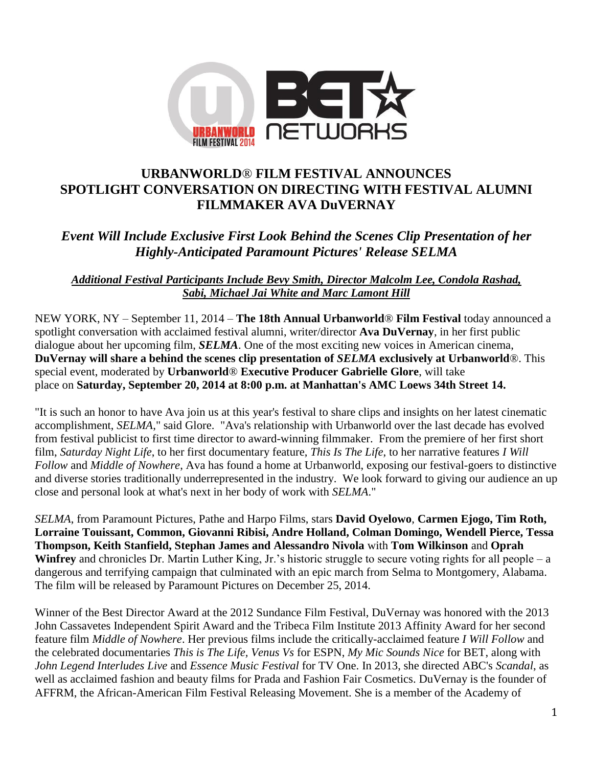# URBANWORLD® FILM FESTIVAL ANNOUNCES SPOTLIGHT CONVERSATION ON DIRECTING WITH FESTIVAL ALUMNI FILMMAKER AVA DuVERNAY

## *Event Will Include Exclusive First Look Behind the Scenes Clip Presentation of her Highly-Anticipated Paramount Pictures' Release SELMA*

***Additional Festival Participants Include Bevy Smith, Director Malcolm Lee, Condola Rashad, Sabi, Michael Jai White and Marc Lamont Hill***

NEW YORK, NY – September 11, 2014 – **The 18th Annual Urbanworld® Film Festival** today announced a spotlight conversation with acclaimed festival alumni, writer/director **Ava DuVernay**, in her first public dialogue about her upcoming film, ***SELMA***. One of the most exciting new voices in American cinema, **DuVernay will share a behind the scenes clip presentation of *SELMA* exclusively at Urbanworld®**. This special event, moderated by **Urbanworld® Executive Producer Gabrielle Glore**, will take place on **Saturday, September 20, 2014 at 8:00 p.m. at Manhattan's AMC Loews 34th Street 14.**

"It is such an honor to have Ava join us at this year's festival to share clips and insights on her latest cinematic accomplishment, *SELMA*," said Glore. "Ava's relationship with Urbanworld over the last decade has evolved from festival publicist to first time director to award-winning filmmaker. From the premiere of her first short film, *Saturday Night Life*, to her first documentary feature, *This Is The Life*, to her narrative features *I Will Follow* and *Middle of Nowhere*, Ava has found a home at Urbanworld, exposing our festival-goers to distinctive and diverse stories traditionally underrepresented in the industry. We look forward to giving our audience an up close and personal look at what's next in her body of work with *SELMA*."

*SELMA*, from Paramount Pictures, Pathe and Harpo Films, stars **David Oyelowo**, **Carmen Ejogo, Tim Roth, Lorraine Touissant, Common, Giovanni Ribisi, Andre Holland, Colman Domingo, Wendell Pierce, Tessa Thompson, Keith Stanfield, Stephan James and Alessandro Nivola** with **Tom Wilkinson** and **Oprah Winfrey** and chronicles Dr. Martin Luther King, Jr.'s historic struggle to secure voting rights for all people – a dangerous and terrifying campaign that culminated with an epic march from Selma to Montgomery, Alabama. The film will be released by Paramount Pictures on December 25, 2014.

Winner of the Best Director Award at the 2012 Sundance Film Festival, DuVernay was honored with the 2013 John Cassavetes Independent Spirit Award and the Tribeca Film Institute 2013 Affinity Award for her second feature film *Middle of Nowhere*. Her previous films include the critically-acclaimed feature *I Will Follow* and the celebrated documentaries *This is The Life, Venus Vs* for ESPN, *My Mic Sounds Nice* for BET, along with *John Legend Interludes Live* and *Essence Music Festival* for TV One. In 2013, she directed ABC's *Scandal*, as well as acclaimed fashion and beauty films for Prada and Fashion Fair Cosmetics. DuVernay is the founder of AFFRM, the African-American Film Festival Releasing Movement. She is a member of the Academy of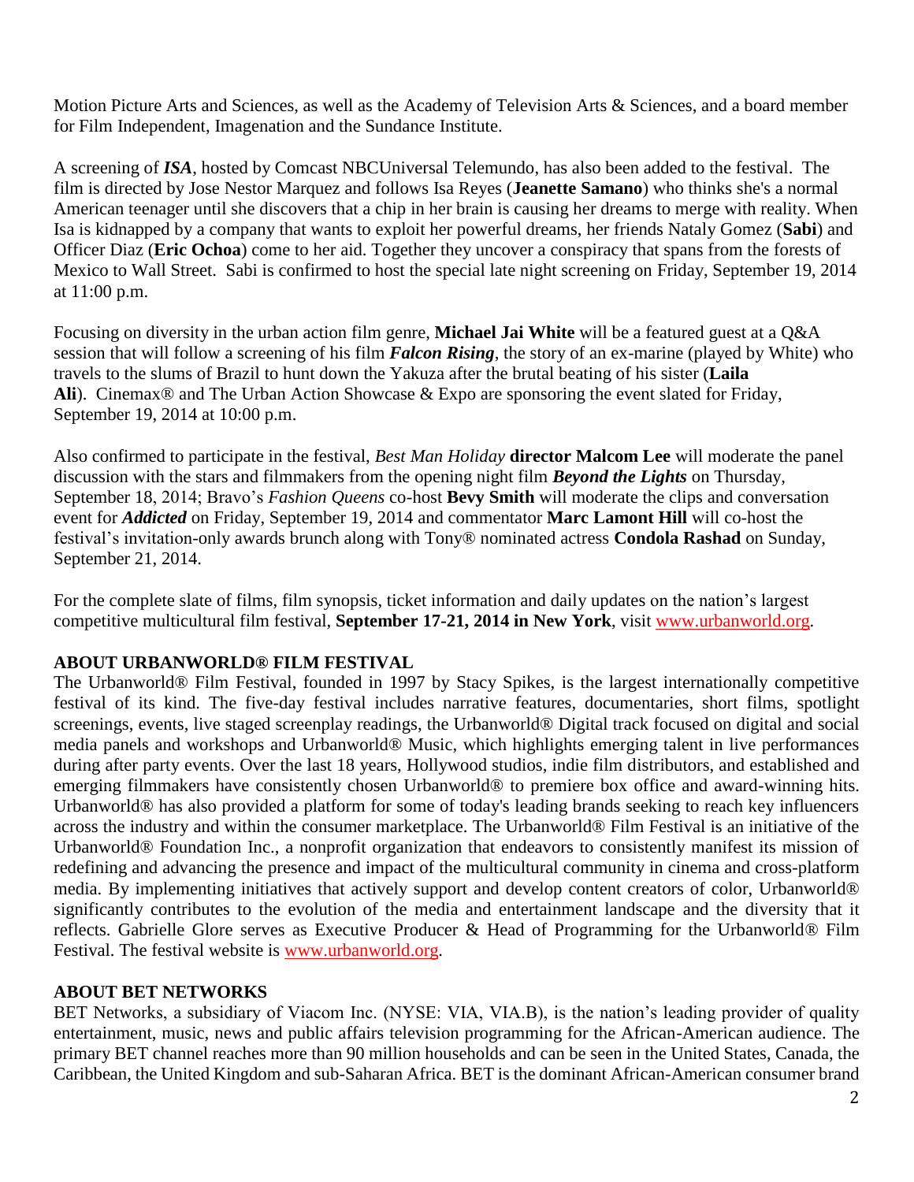Motion Picture Arts and Sciences, as well as the Academy of Television Arts & Sciences, and a board member for Film Independent, Imagenation and the Sundance Institute.

A screening of ***ISA***, hosted by Comcast NBCUniversal Telemundo, has also been added to the festival. The film is directed by Jose Nestor Marquez and follows Isa Reyes (**Jeanette Samano**) who thinks she's a normal American teenager until she discovers that a chip in her brain is causing her dreams to merge with reality. When Isa is kidnapped by a company that wants to exploit her powerful dreams, her friends Nataly Gomez (**Sabi**) and Officer Diaz (**Eric Ochoa**) come to her aid. Together they uncover a conspiracy that spans from the forests of Mexico to Wall Street. Sabi is confirmed to host the special late night screening on Friday, September 19, 2014 at 11:00 p.m.

Focusing on diversity in the urban action film genre, **Michael Jai White** will be a featured guest at a Q&A session that will follow a screening of his film ***Falcon Rising***, the story of an ex-marine (played by White) who travels to the slums of Brazil to hunt down the Yakuza after the brutal beating of his sister (**Laila Ali**). Cinemax® and The Urban Action Showcase & Expo are sponsoring the event slated for Friday, September 19, 2014 at 10:00 p.m.

Also confirmed to participate in the festival, *Best Man Holiday* **director Malcom Lee** will moderate the panel discussion with the stars and filmmakers from the opening night film ***Beyond the Lights*** on Thursday, September 18, 2014; Bravo's *Fashion Queens* co-host **Bevy Smith** will moderate the clips and conversation event for ***Addicted*** on Friday, September 19, 2014 and commentator **Marc Lamont Hill** will co-host the festival's invitation-only awards brunch along with Tony® nominated actress **Condola Rashad** on Sunday, September 21, 2014.

For the complete slate of films, film synopsis, ticket information and daily updates on the nation's largest competitive multicultural film festival, **September 17-21, 2014 in New York**, visit www.urbanworld.org.

**ABOUT URBANWORLD® FILM FESTIVAL**

The Urbanworld® Film Festival, founded in 1997 by Stacy Spikes, is the largest internationally competitive festival of its kind. The five-day festival includes narrative features, documentaries, short films, spotlight screenings, events, live staged screenplay readings, the Urbanworld® Digital track focused on digital and social media panels and workshops and Urbanworld® Music, which highlights emerging talent in live performances during after party events. Over the last 18 years, Hollywood studios, indie film distributors, and established and emerging filmmakers have consistently chosen Urbanworld® to premiere box office and award-winning hits. Urbanworld® has also provided a platform for some of today's leading brands seeking to reach key influencers across the industry and within the consumer marketplace. The Urbanworld® Film Festival is an initiative of the Urbanworld® Foundation Inc., a nonprofit organization that endeavors to consistently manifest its mission of redefining and advancing the presence and impact of the multicultural community in cinema and cross-platform media. By implementing initiatives that actively support and develop content creators of color, Urbanworld® significantly contributes to the evolution of the media and entertainment landscape and the diversity that it reflects. Gabrielle Glore serves as Executive Producer & Head of Programming for the Urbanworld® Film Festival. The festival website is www.urbanworld.org.

**ABOUT BET NETWORKS**

BET Networks, a subsidiary of Viacom Inc. (NYSE: VIA, VIA.B), is the nation's leading provider of quality entertainment, music, news and public affairs television programming for the African-American audience. The primary BET channel reaches more than 90 million households and can be seen in the United States, Canada, the Caribbean, the United Kingdom and sub-Saharan Africa. BET is the dominant African-American consumer brand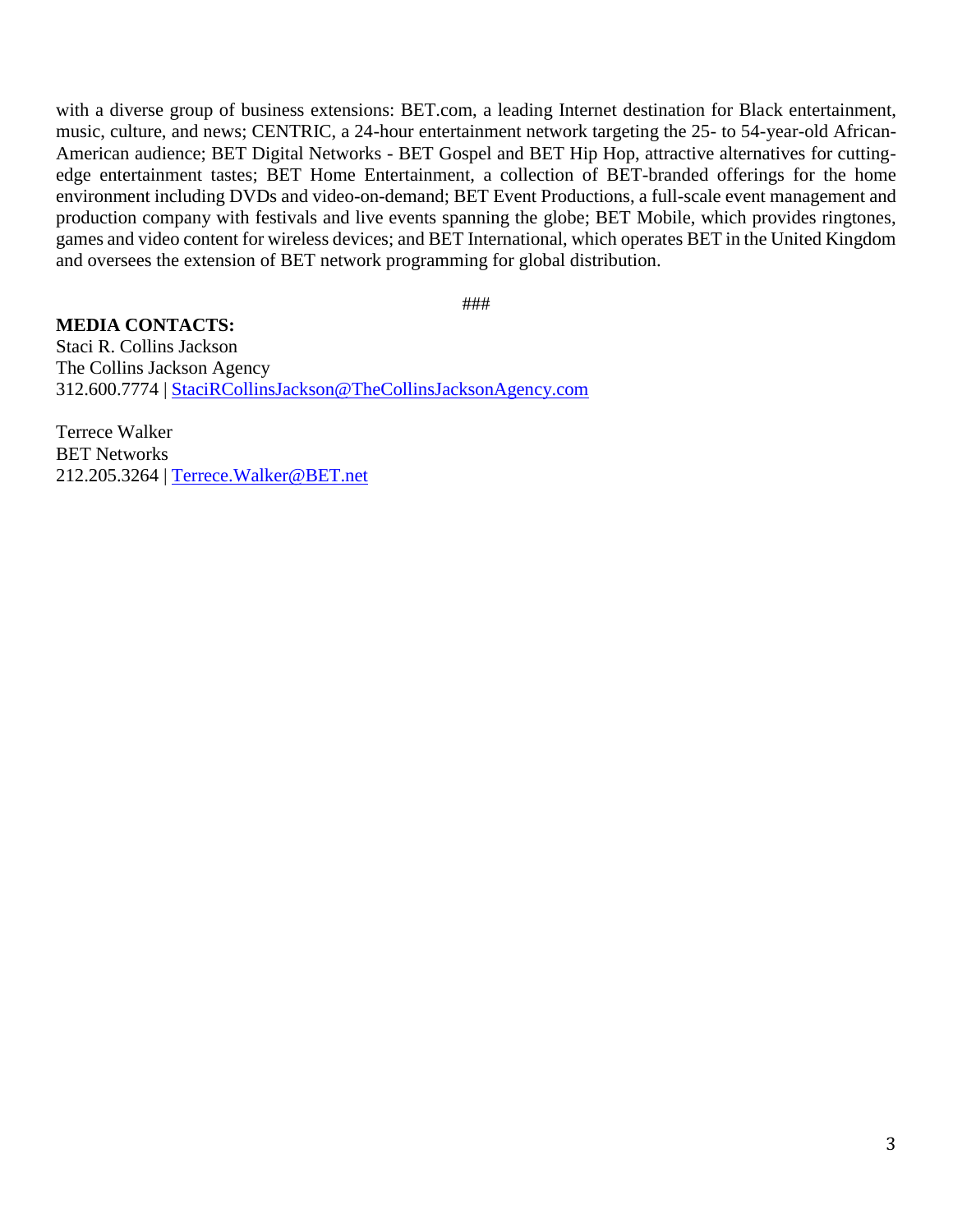with a diverse group of business extensions: BET.com, a leading Internet destination for Black entertainment, music, culture, and news; CENTRIC, a 24-hour entertainment network targeting the 25- to 54-year-old African-American audience; BET Digital Networks - BET Gospel and BET Hip Hop, attractive alternatives for cutting-edge entertainment tastes; BET Home Entertainment, a collection of BET-branded offerings for the home environment including DVDs and video-on-demand; BET Event Productions, a full-scale event management and production company with festivals and live events spanning the globe; BET Mobile, which provides ringtones, games and video content for wireless devices; and BET International, which operates BET in the United Kingdom and oversees the extension of BET network programming for global distribution.

###

**MEDIA CONTACTS:**
Staci R. Collins Jackson
The Collins Jackson Agency
312.600.7774 | StaciRCollinsJackson@TheCollinsJacksonAgency.com

Terrece Walker
BET Networks
212.205.3264 | Terrece.Walker@BET.net